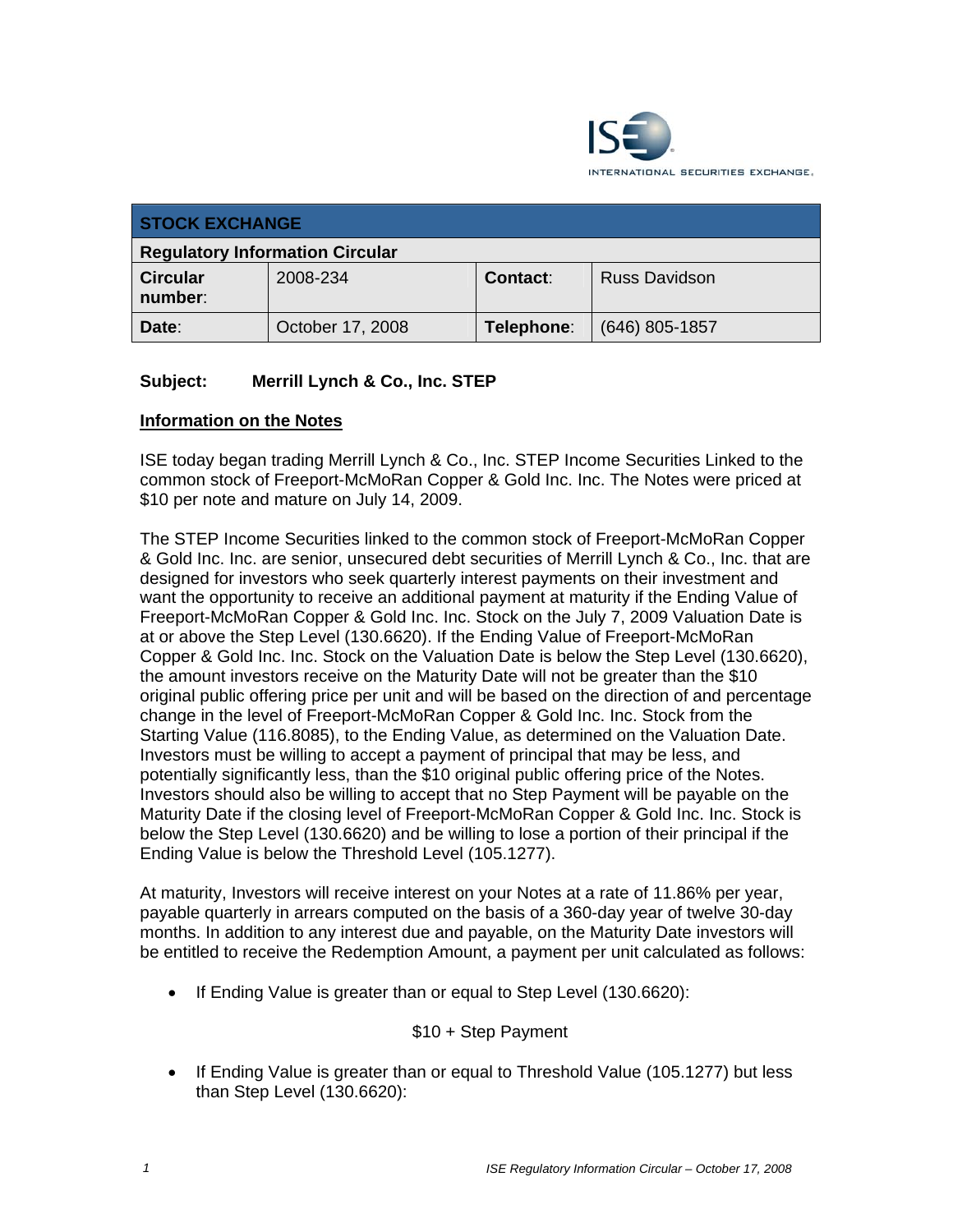ISE INTERNATIONAL SECURITIES EXCHANGE.

| STOCK EXCHANGE | | | |
|---|---|---|---|
| **Regulatory Information Circular** | | | |
| **Circular number**: | 2008-234 | **Contact**: | Russ Davidson |
| **Date**: | October 17, 2008 | **Telephone**: | (646) 805-1857 |

**Subject: Merrill Lynch & Co., Inc. STEP**

**Information on the Notes**

ISE today began trading Merrill Lynch & Co., Inc. STEP Income Securities Linked to the common stock of Freeport-McMoRan Copper & Gold Inc. Inc. The Notes were priced at $10 per note and mature on July 14, 2009.

The STEP Income Securities linked to the common stock of Freeport-McMoRan Copper & Gold Inc. Inc. are senior, unsecured debt securities of Merrill Lynch & Co., Inc. that are designed for investors who seek quarterly interest payments on their investment and want the opportunity to receive an additional payment at maturity if the Ending Value of Freeport-McMoRan Copper & Gold Inc. Inc. Stock on the July 7, 2009 Valuation Date is at or above the Step Level (130.6620). If the Ending Value of Freeport-McMoRan Copper & Gold Inc. Inc. Stock on the Valuation Date is below the Step Level (130.6620), the amount investors receive on the Maturity Date will not be greater than the $10 original public offering price per unit and will be based on the direction of and percentage change in the level of Freeport-McMoRan Copper & Gold Inc. Inc. Stock from the Starting Value (116.8085), to the Ending Value, as determined on the Valuation Date. Investors must be willing to accept a payment of principal that may be less, and potentially significantly less, than the $10 original public offering price of the Notes. Investors should also be willing to accept that no Step Payment will be payable on the Maturity Date if the closing level of Freeport-McMoRan Copper & Gold Inc. Inc. Stock is below the Step Level (130.6620) and be willing to lose a portion of their principal if the Ending Value is below the Threshold Level (105.1277).

At maturity, Investors will receive interest on your Notes at a rate of 11.86% per year, payable quarterly in arrears computed on the basis of a 360-day year of twelve 30-day months. In addition to any interest due and payable, on the Maturity Date investors will be entitled to receive the Redemption Amount, a payment per unit calculated as follows:

- If Ending Value is greater than or equal to Step Level (130.6620):

  $10 + Step Payment

- If Ending Value is greater than or equal to Threshold Value (105.1277) but less than Step Level (130.6620):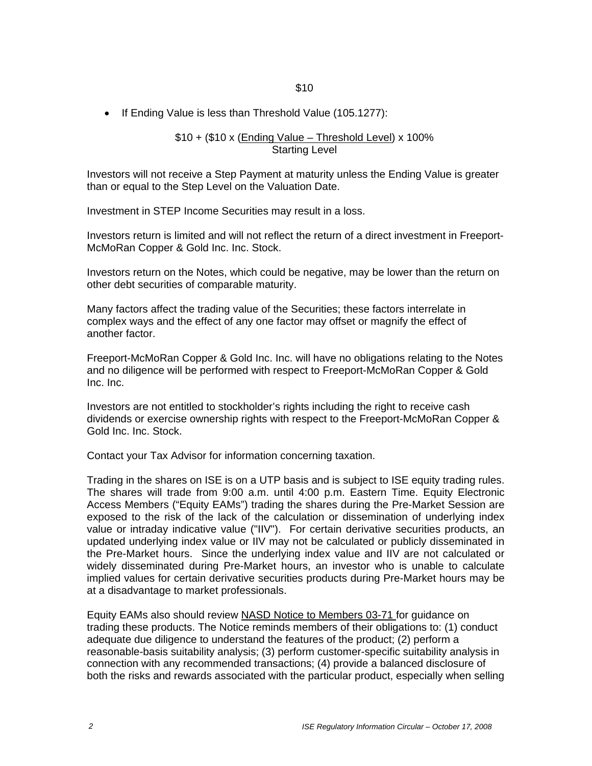$10

- If Ending Value is less than Threshold Value (105.1277):

$$\$10 + \left(\$10 \times \frac{\text{Ending Value} - \text{Threshold Level}}{\text{Starting Level}}\right) \times 100\%$$

Investors will not receive a Step Payment at maturity unless the Ending Value is greater than or equal to the Step Level on the Valuation Date.

Investment in STEP Income Securities may result in a loss.

Investors return is limited and will not reflect the return of a direct investment in Freeport-McMoRan Copper & Gold Inc. Inc. Stock.

Investors return on the Notes, which could be negative, may be lower than the return on other debt securities of comparable maturity.

Many factors affect the trading value of the Securities; these factors interrelate in complex ways and the effect of any one factor may offset or magnify the effect of another factor.

Freeport-McMoRan Copper & Gold Inc. Inc. will have no obligations relating to the Notes and no diligence will be performed with respect to Freeport-McMoRan Copper & Gold Inc. Inc.

Investors are not entitled to stockholder's rights including the right to receive cash dividends or exercise ownership rights with respect to the Freeport-McMoRan Copper & Gold Inc. Inc. Stock.

Contact your Tax Advisor for information concerning taxation.

Trading in the shares on ISE is on a UTP basis and is subject to ISE equity trading rules. The shares will trade from 9:00 a.m. until 4:00 p.m. Eastern Time. Equity Electronic Access Members ("Equity EAMs") trading the shares during the Pre-Market Session are exposed to the risk of the lack of the calculation or dissemination of underlying index value or intraday indicative value ("IIV"). For certain derivative securities products, an updated underlying index value or IIV may not be calculated or publicly disseminated in the Pre-Market hours. Since the underlying index value and IIV are not calculated or widely disseminated during Pre-Market hours, an investor who is unable to calculate implied values for certain derivative securities products during Pre-Market hours may be at a disadvantage to market professionals.

Equity EAMs also should review NASD Notice to Members 03-71 for guidance on trading these products. The Notice reminds members of their obligations to: (1) conduct adequate due diligence to understand the features of the product; (2) perform a reasonable-basis suitability analysis; (3) perform customer-specific suitability analysis in connection with any recommended transactions; (4) provide a balanced disclosure of both the risks and rewards associated with the particular product, especially when selling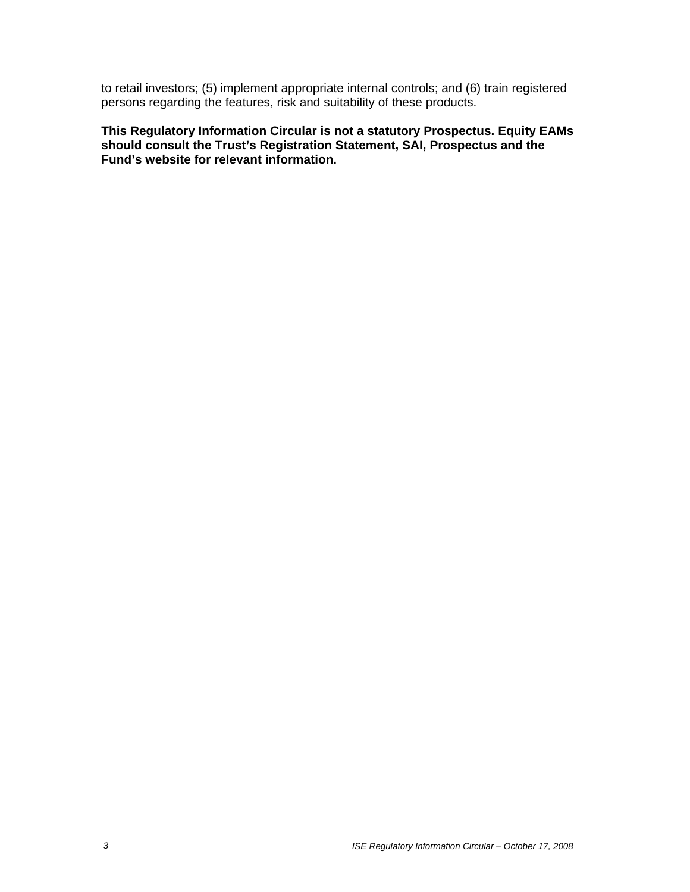to retail investors; (5) implement appropriate internal controls; and (6) train registered persons regarding the features, risk and suitability of these products.

**This Regulatory Information Circular is not a statutory Prospectus. Equity EAMs should consult the Trust's Registration Statement, SAI, Prospectus and the Fund's website for relevant information.**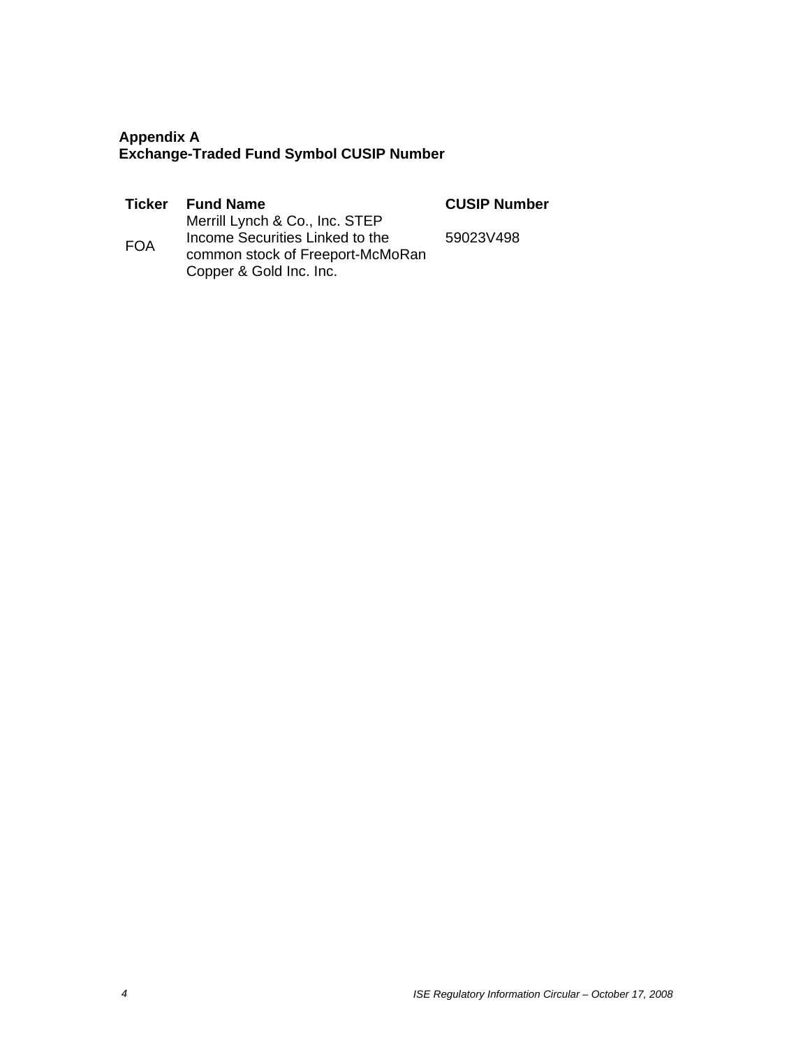**Appendix A**
**Exchange-Traded Fund Symbol CUSIP Number**

| Ticker | Fund Name | CUSIP Number |
|---|---|---|
| FOA | Merrill Lynch & Co., Inc. STEP Income Securities Linked to the common stock of Freeport-McMoRan Copper & Gold Inc. Inc. | 59023V498 |